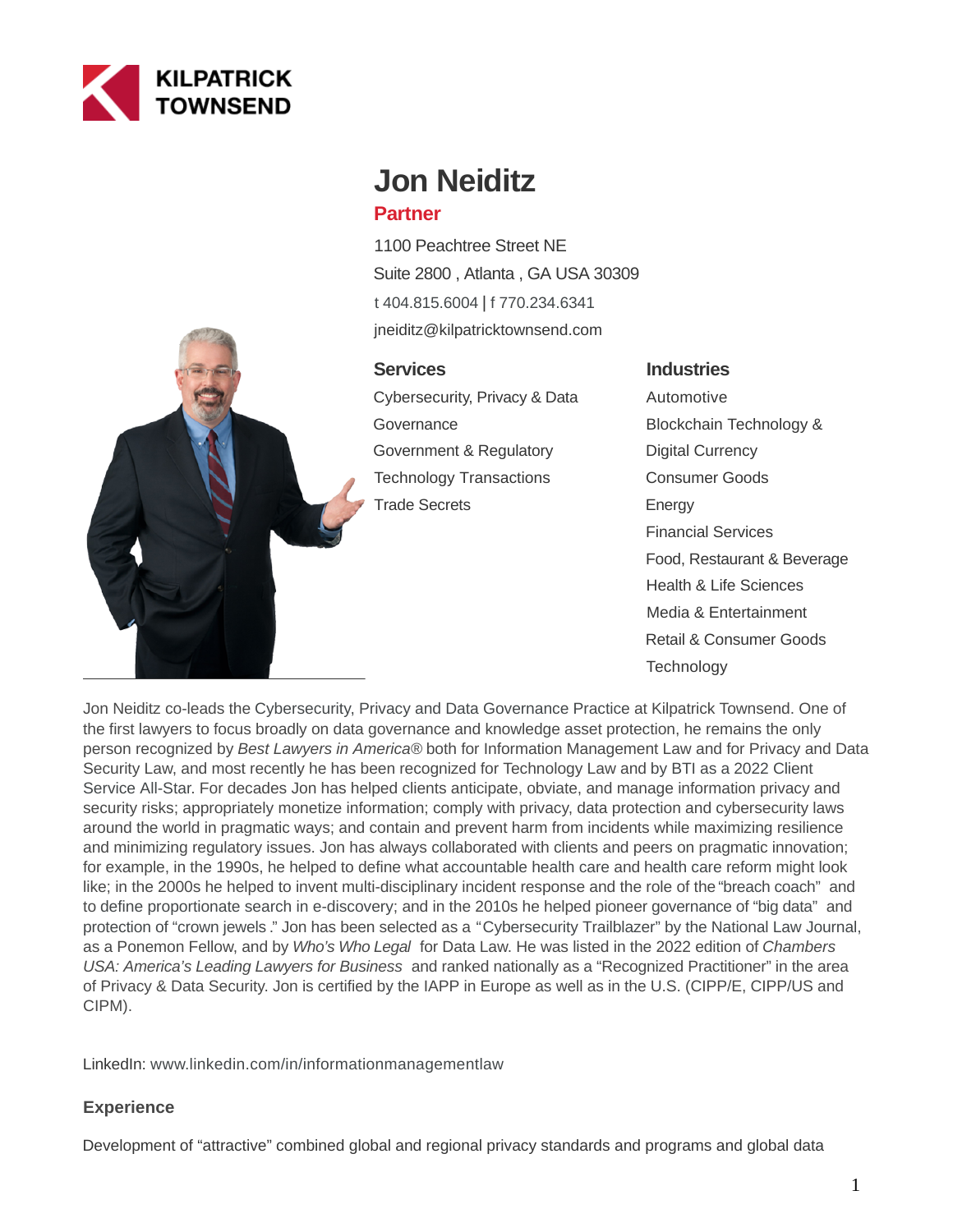KILPATRICK TOWNSEND

# Jon Neiditz

**Partner**

1100 Peachtree Street NE
Suite 2800 , Atlanta , GA USA 30309
t 404.815.6004 | f 770.234.6341
jneiditz@kilpatricktownsend.com

## Services

- Cybersecurity, Privacy & Data Governance
- Government & Regulatory
- Technology Transactions
- Trade Secrets

## Industries

- Automotive
- Blockchain Technology & Digital Currency
- Consumer Goods
- Energy
- Financial Services
- Food, Restaurant & Beverage
- Health & Life Sciences
- Media & Entertainment
- Retail & Consumer Goods
- Technology

Jon Neiditz co-leads the Cybersecurity, Privacy and Data Governance Practice at Kilpatrick Townsend. One of the first lawyers to focus broadly on data governance and knowledge asset protection, he remains the only person recognized by *Best Lawyers in America®* both for Information Management Law and for Privacy and Data Security Law, and most recently he has been recognized for Technology Law and by BTI as a 2022 Client Service All-Star. For decades Jon has helped clients anticipate, obviate, and manage information privacy and security risks; appropriately monetize information; comply with privacy, data protection and cybersecurity laws around the world in pragmatic ways; and contain and prevent harm from incidents while maximizing resilience and minimizing regulatory issues. Jon has always collaborated with clients and peers on pragmatic innovation; for example, in the 1990s, he helped to define what accountable health care and health care reform might look like; in the 2000s he helped to invent multi-disciplinary incident response and the role of the "breach coach" and to define proportionate search in e-discovery; and in the 2010s he helped pioneer governance of "big data" and protection of "crown jewels." Jon has been selected as a "Cybersecurity Trailblazer" by the National Law Journal, as a Ponemon Fellow, and by *Who's Who Legal* for Data Law. He was listed in the 2022 edition of *Chambers USA: America's Leading Lawyers for Business* and ranked nationally as a "Recognized Practitioner" in the area of Privacy & Data Security. Jon is certified by the IAPP in Europe as well as in the U.S. (CIPP/E, CIPP/US and CIPM).

LinkedIn: www.linkedin.com/in/informationmanagementlaw

### Experience

Development of "attractive" combined global and regional privacy standards and programs and global data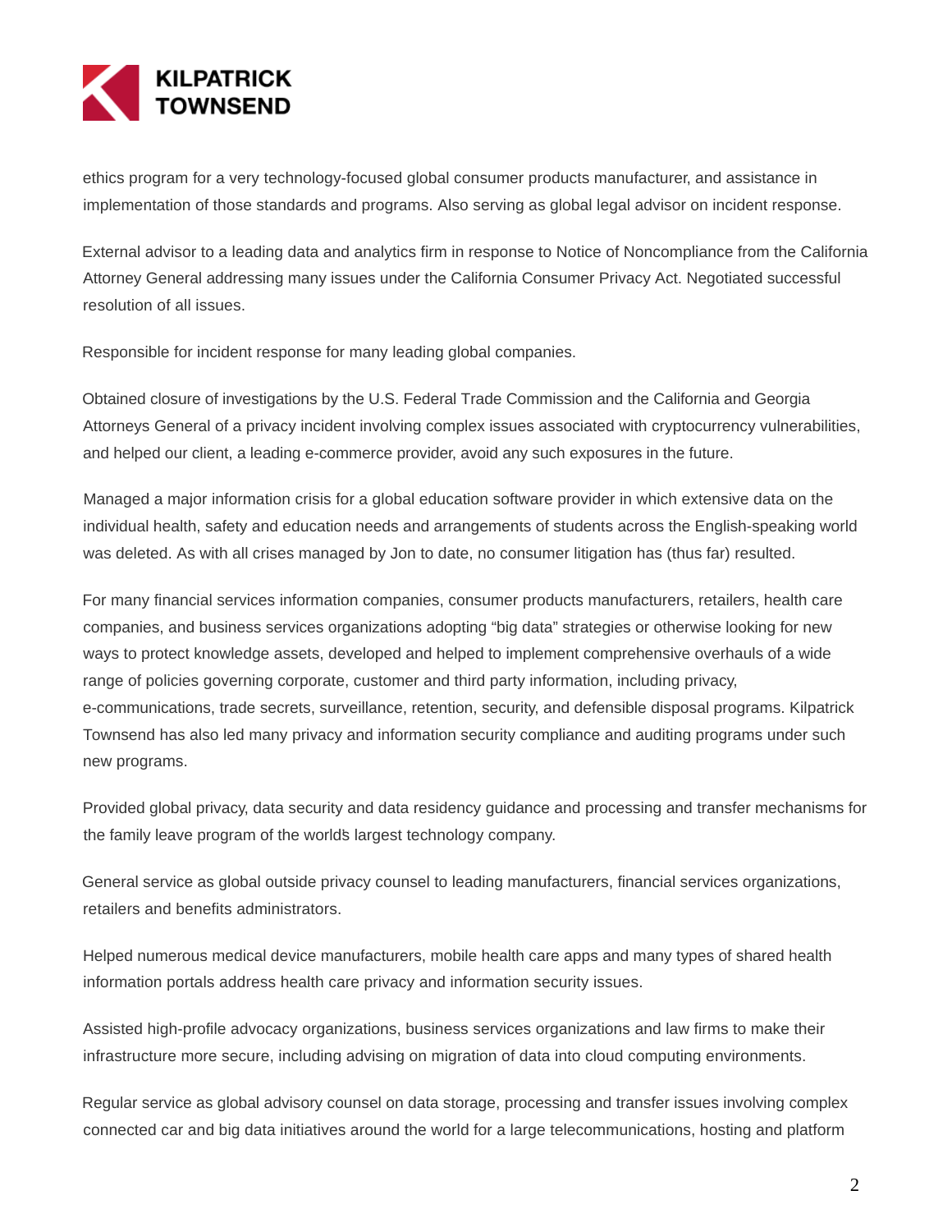ethics program for a very technology-focused global consumer products manufacturer, and assistance in implementation of those standards and programs. Also serving as global legal advisor on incident response.

External advisor to a leading data and analytics firm in response to Notice of Noncompliance from the California Attorney General addressing many issues under the California Consumer Privacy Act. Negotiated successful resolution of all issues.

Responsible for incident response for many leading global companies.

Obtained closure of investigations by the U.S. Federal Trade Commission and the California and Georgia Attorneys General of a privacy incident involving complex issues associated with cryptocurrency vulnerabilities, and helped our client, a leading e-commerce provider, avoid any such exposures in the future.

Managed a major information crisis for a global education software provider in which extensive data on the individual health, safety and education needs and arrangements of students across the English-speaking world was deleted. As with all crises managed by Jon to date, no consumer litigation has (thus far) resulted.

For many financial services information companies, consumer products manufacturers, retailers, health care companies, and business services organizations adopting "big data" strategies or otherwise looking for new ways to protect knowledge assets, developed and helped to implement comprehensive overhauls of a wide range of policies governing corporate, customer and third party information, including privacy, e-communications, trade secrets, surveillance, retention, security, and defensible disposal programs. Kilpatrick Townsend has also led many privacy and information security compliance and auditing programs under such new programs.

Provided global privacy, data security and data residency guidance and processing and transfer mechanisms for the family leave program of the world's largest technology company.

General service as global outside privacy counsel to leading manufacturers, financial services organizations, retailers and benefits administrators.

Helped numerous medical device manufacturers, mobile health care apps and many types of shared health information portals address health care privacy and information security issues.

Assisted high-profile advocacy organizations, business services organizations and law firms to make their infrastructure more secure, including advising on migration of data into cloud computing environments.

Regular service as global advisory counsel on data storage, processing and transfer issues involving complex connected car and big data initiatives around the world for a large telecommunications, hosting and platform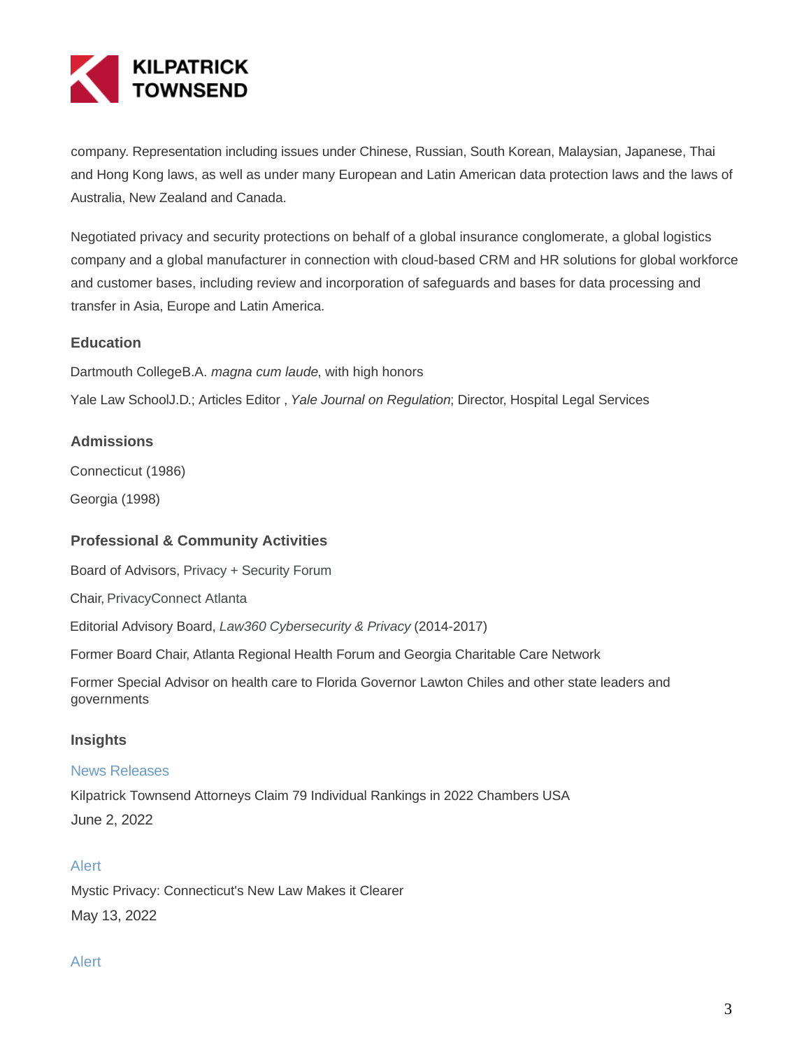company. Representation including issues under Chinese, Russian, South Korean, Malaysian, Japanese, Thai and Hong Kong laws, as well as under many European and Latin American data protection laws and the laws of Australia, New Zealand and Canada.

Negotiated privacy and security protections on behalf of a global insurance conglomerate, a global logistics company and a global manufacturer in connection with cloud-based CRM and HR solutions for global workforce and customer bases, including review and incorporation of safeguards and bases for data processing and transfer in Asia, Europe and Latin America.

## Education

Dartmouth CollegeB.A. *magna cum laude*, with high honors

Yale Law SchoolJ.D.; Articles Editor , *Yale Journal on Regulation*; Director, Hospital Legal Services

## Admissions

Connecticut (1986)

Georgia (1998)

## Professional & Community Activities

Board of Advisors, Privacy + Security Forum

Chair, PrivacyConnect Atlanta

Editorial Advisory Board, *Law360 Cybersecurity & Privacy* (2014-2017)

Former Board Chair, Atlanta Regional Health Forum and Georgia Charitable Care Network

Former Special Advisor on health care to Florida Governor Lawton Chiles and other state leaders and governments

## Insights

News Releases

Kilpatrick Townsend Attorneys Claim 79 Individual Rankings in 2022 Chambers USA

June 2, 2022

Alert

Mystic Privacy: Connecticut's New Law Makes it Clearer

May 13, 2022

Alert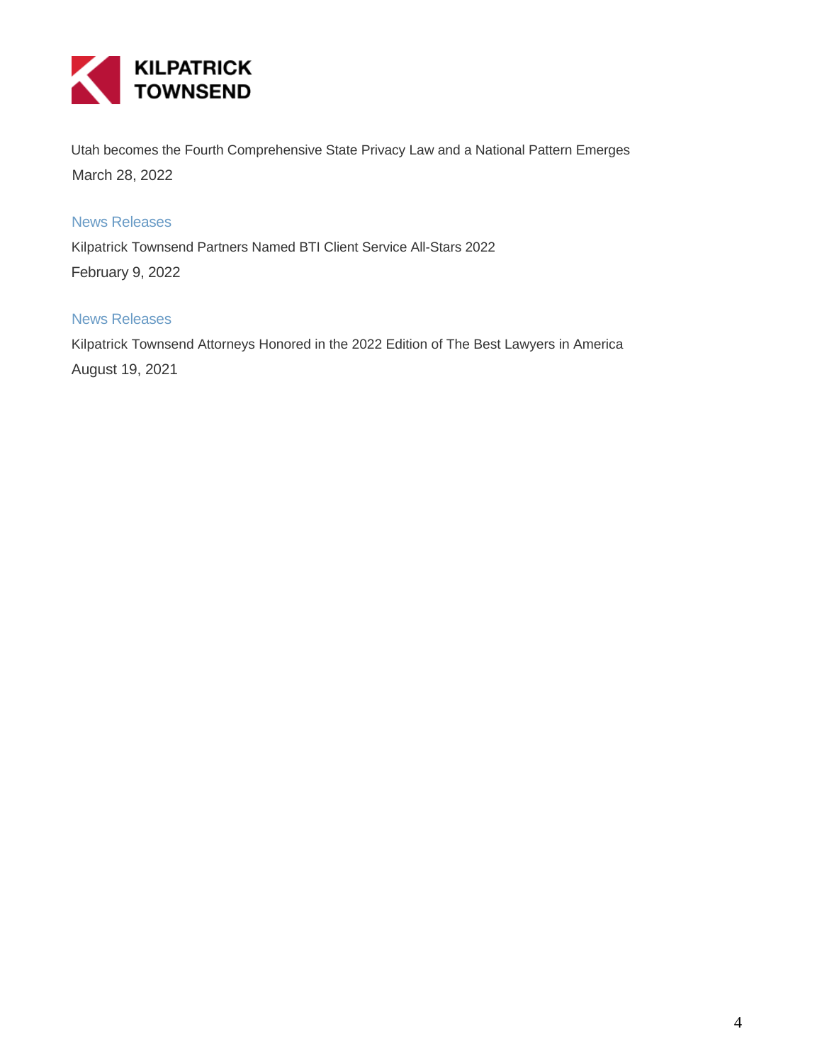KILPATRICK TOWNSEND

Utah becomes the Fourth Comprehensive State Privacy Law and a National Pattern Emerges

March 28, 2022

News Releases

Kilpatrick Townsend Partners Named BTI Client Service All-Stars 2022

February 9, 2022

News Releases

Kilpatrick Townsend Attorneys Honored in the 2022 Edition of The Best Lawyers in America

August 19, 2021